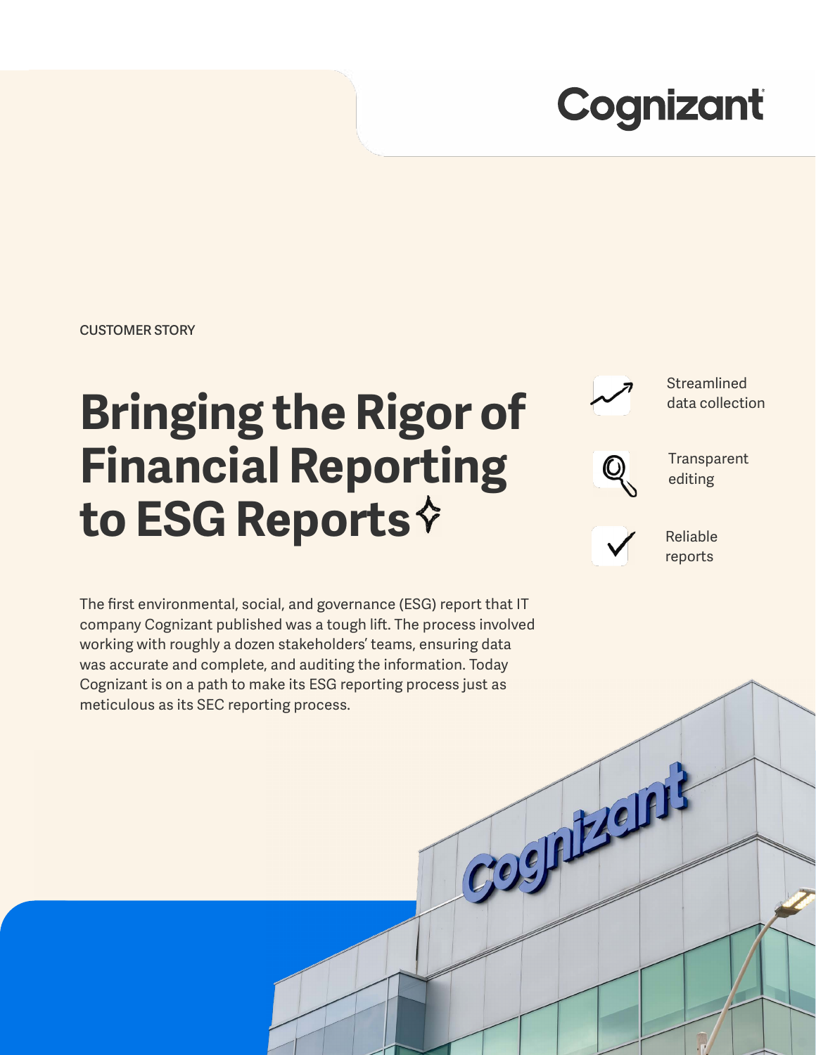Cognizant

CUSTOMER STORY

# Bringing the Rigor of Financial Reporting to ESG Reports

- Streamlined data collection
- Transparent editing
- Reliable reports

The first environmental, social, and governance (ESG) report that IT company Cognizant published was a tough lift. The process involved working with roughly a dozen stakeholders' teams, ensuring data was accurate and complete, and auditing the information. Today Cognizant is on a path to make its ESG reporting process just as meticulous as its SEC reporting process.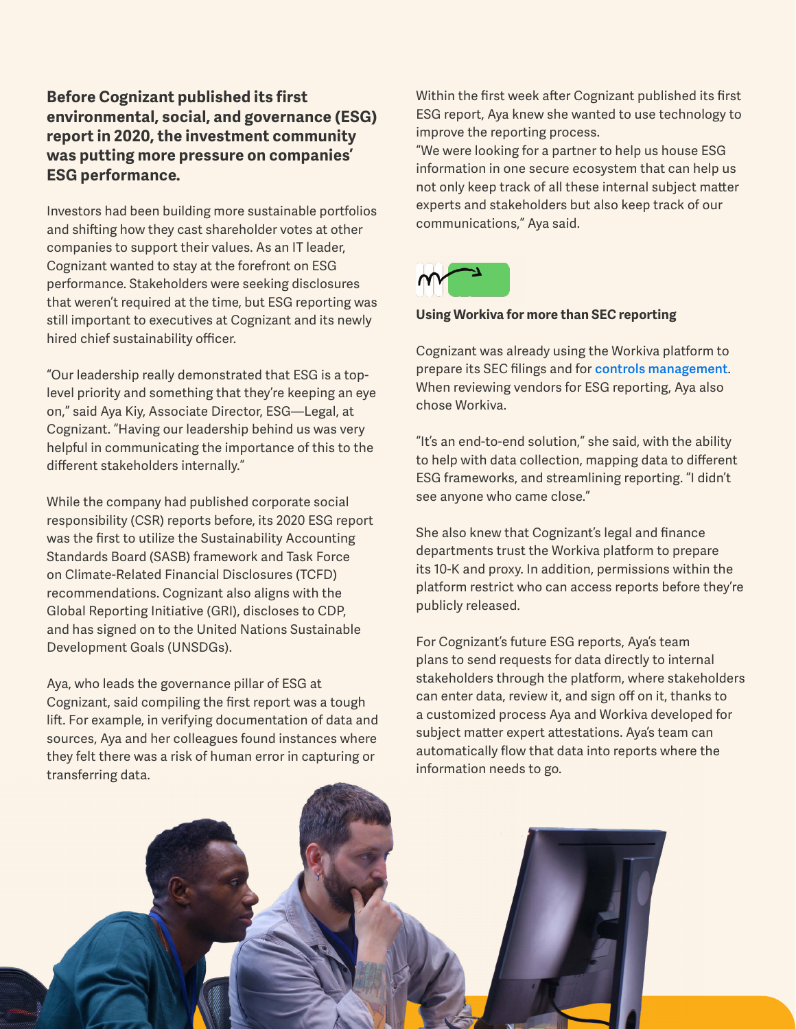**Before Cognizant published its first environmental, social, and governance (ESG) report in 2020, the investment community was putting more pressure on companies' ESG performance.**

Investors had been building more sustainable portfolios and shifting how they cast shareholder votes at other companies to support their values. As an IT leader, Cognizant wanted to stay at the forefront on ESG performance. Stakeholders were seeking disclosures that weren't required at the time, but ESG reporting was still important to executives at Cognizant and its newly hired chief sustainability officer.

"Our leadership really demonstrated that ESG is a top-level priority and something that they're keeping an eye on," said Aya Kiy, Associate Director, ESG—Legal, at Cognizant. "Having our leadership behind us was very helpful in communicating the importance of this to the different stakeholders internally."

While the company had published corporate social responsibility (CSR) reports before, its 2020 ESG report was the first to utilize the Sustainability Accounting Standards Board (SASB) framework and Task Force on Climate-Related Financial Disclosures (TCFD) recommendations. Cognizant also aligns with the Global Reporting Initiative (GRI), discloses to CDP, and has signed on to the United Nations Sustainable Development Goals (UNSDGs).

Aya, who leads the governance pillar of ESG at Cognizant, said compiling the first report was a tough lift. For example, in verifying documentation of data and sources, Aya and her colleagues found instances where they felt there was a risk of human error in capturing or transferring data.

Within the first week after Cognizant published its first ESG report, Aya knew she wanted to use technology to improve the reporting process.

"We were looking for a partner to help us house ESG information in one secure ecosystem that can help us not only keep track of all these internal subject matter experts and stakeholders but also keep track of our communications," Aya said.

**Using Workiva for more than SEC reporting**

Cognizant was already using the Workiva platform to prepare its SEC filings and for controls management. When reviewing vendors for ESG reporting, Aya also chose Workiva.

"It's an end-to-end solution," she said, with the ability to help with data collection, mapping data to different ESG frameworks, and streamlining reporting. "I didn't see anyone who came close."

She also knew that Cognizant's legal and finance departments trust the Workiva platform to prepare its 10-K and proxy. In addition, permissions within the platform restrict who can access reports before they're publicly released.

For Cognizant's future ESG reports, Aya's team plans to send requests for data directly to internal stakeholders through the platform, where stakeholders can enter data, review it, and sign off on it, thanks to a customized process Aya and Workiva developed for subject matter expert attestations. Aya's team can automatically flow that data into reports where the information needs to go.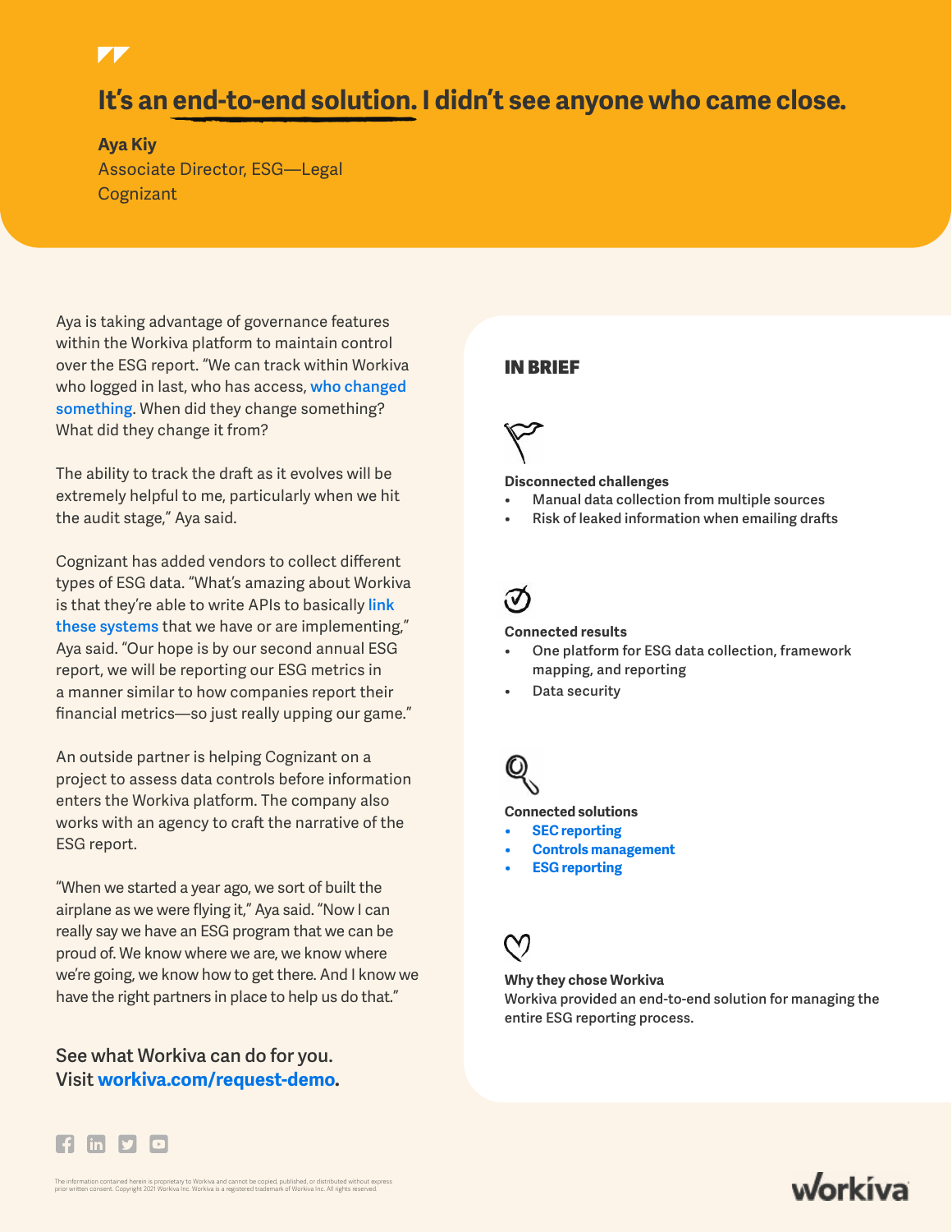> **It's an end-to-end solution. I didn't see anyone who came close.**

**Aya Kiy**
Associate Director, ESG—Legal
Cognizant

Aya is taking advantage of governance features within the Workiva platform to maintain control over the ESG report. "We can track within Workiva who logged in last, who has access, who changed something. When did they change something? What did they change it from?

The ability to track the draft as it evolves will be extremely helpful to me, particularly when we hit the audit stage," Aya said.

Cognizant has added vendors to collect different types of ESG data. "What's amazing about Workiva is that they're able to write APIs to basically link these systems that we have or are implementing," Aya said. "Our hope is by our second annual ESG report, we will be reporting our ESG metrics in a manner similar to how companies report their financial metrics—so just really upping our game."

An outside partner is helping Cognizant on a project to assess data controls before information enters the Workiva platform. The company also works with an agency to craft the narrative of the ESG report.

"When we started a year ago, we sort of built the airplane as we were flying it," Aya said. "Now I can really say we have an ESG program that we can be proud of. We know where we are, we know where we're going, we know how to get there. And I know we have the right partners in place to help us do that."

See what Workiva can do for you.
Visit **workiva.com/request-demo**.

## IN BRIEF

**Disconnected challenges**

- Manual data collection from multiple sources
- Risk of leaked information when emailing drafts

**Connected results**

- One platform for ESG data collection, framework mapping, and reporting
- Data security

**Connected solutions**

- SEC reporting
- Controls management
- ESG reporting

**Why they chose Workiva**
Workiva provided an end-to-end solution for managing the entire ESG reporting process.

The information contained herein is proprietary to Workiva and cannot be copied, published, or distributed without express prior written consent. Copyright 2021 Workiva Inc. Workiva is a registered trademark of Workiva Inc. All rights reserved.

workiva